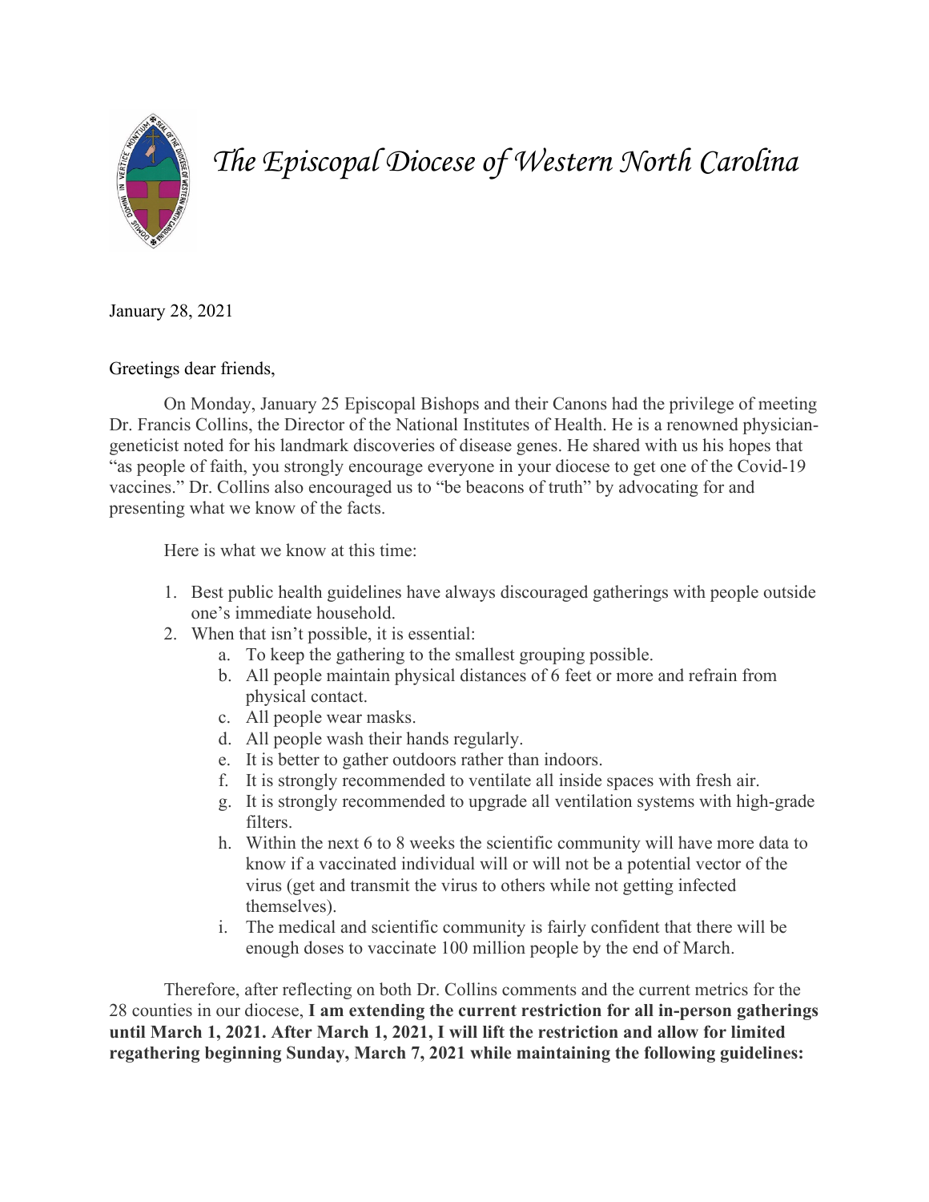# *The Episcopal Diocese of Western North Carolina*

January 28, 2021

Greetings dear friends,

On Monday, January 25 Episcopal Bishops and their Canons had the privilege of meeting Dr. Francis Collins, the Director of the National Institutes of Health. He is a renowned physician-geneticist noted for his landmark discoveries of disease genes. He shared with us his hopes that "as people of faith, you strongly encourage everyone in your diocese to get one of the Covid-19 vaccines." Dr. Collins also encouraged us to "be beacons of truth" by advocating for and presenting what we know of the facts.

Here is what we know at this time:

1. Best public health guidelines have always discouraged gatherings with people outside one's immediate household.
2. When that isn't possible, it is essential:
   a. To keep the gathering to the smallest grouping possible.
   b. All people maintain physical distances of 6 feet or more and refrain from physical contact.
   c. All people wear masks.
   d. All people wash their hands regularly.
   e. It is better to gather outdoors rather than indoors.
   f. It is strongly recommended to ventilate all inside spaces with fresh air.
   g. It is strongly recommended to upgrade all ventilation systems with high-grade filters.
   h. Within the next 6 to 8 weeks the scientific community will have more data to know if a vaccinated individual will or will not be a potential vector of the virus (get and transmit the virus to others while not getting infected themselves).
   i. The medical and scientific community is fairly confident that there will be enough doses to vaccinate 100 million people by the end of March.

Therefore, after reflecting on both Dr. Collins comments and the current metrics for the 28 counties in our diocese, **I am extending the current restriction for all in-person gatherings until March 1, 2021. After March 1, 2021, I will lift the restriction and allow for limited regathering beginning Sunday, March 7, 2021 while maintaining the following guidelines:**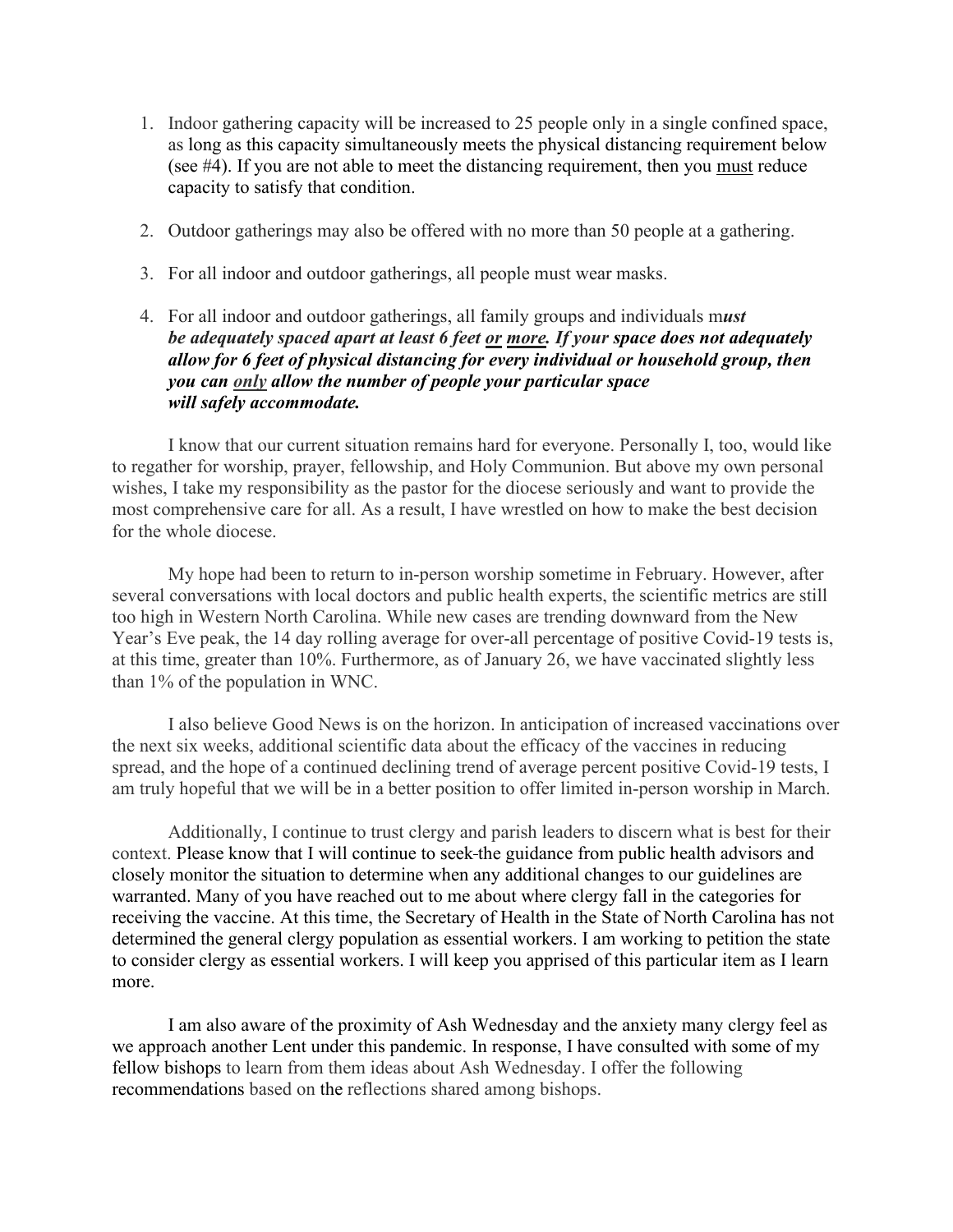1. Indoor gathering capacity will be increased to 25 people only in a single confined space, as long as this capacity simultaneously meets the physical distancing requirement below (see #4). If you are not able to meet the distancing requirement, then you <u>must</u> reduce capacity to satisfy that condition.

2. Outdoor gatherings may also be offered with no more than 50 people at a gathering.

3. For all indoor and outdoor gatherings, all people must wear masks.

4. For all indoor and outdoor gatherings, all family groups and individuals m***ust be adequately spaced apart at least 6 feet <u>or</u> <u>more</u>. If your space does not adequately allow for 6 feet of physical distancing for every individual or household group, then you can <u>only</u> allow the number of people your particular space will safely accommodate.***

I know that our current situation remains hard for everyone. Personally I, too, would like to regather for worship, prayer, fellowship, and Holy Communion. But above my own personal wishes, I take my responsibility as the pastor for the diocese seriously and want to provide the most comprehensive care for all. As a result, I have wrestled on how to make the best decision for the whole diocese.

My hope had been to return to in-person worship sometime in February. However, after several conversations with local doctors and public health experts, the scientific metrics are still too high in Western North Carolina. While new cases are trending downward from the New Year's Eve peak, the 14 day rolling average for over-all percentage of positive Covid-19 tests is, at this time, greater than 10%. Furthermore, as of January 26, we have vaccinated slightly less than 1% of the population in WNC.

I also believe Good News is on the horizon. In anticipation of increased vaccinations over the next six weeks, additional scientific data about the efficacy of the vaccines in reducing spread, and the hope of a continued declining trend of average percent positive Covid-19 tests, I am truly hopeful that we will be in a better position to offer limited in-person worship in March.

Additionally, I continue to trust clergy and parish leaders to discern what is best for their context. Please know that I will continue to seek the guidance from public health advisors and closely monitor the situation to determine when any additional changes to our guidelines are warranted. Many of you have reached out to me about where clergy fall in the categories for receiving the vaccine. At this time, the Secretary of Health in the State of North Carolina has not determined the general clergy population as essential workers. I am working to petition the state to consider clergy as essential workers. I will keep you apprised of this particular item as I learn more.

I am also aware of the proximity of Ash Wednesday and the anxiety many clergy feel as we approach another Lent under this pandemic. In response, I have consulted with some of my fellow bishops to learn from them ideas about Ash Wednesday. I offer the following recommendations based on the reflections shared among bishops.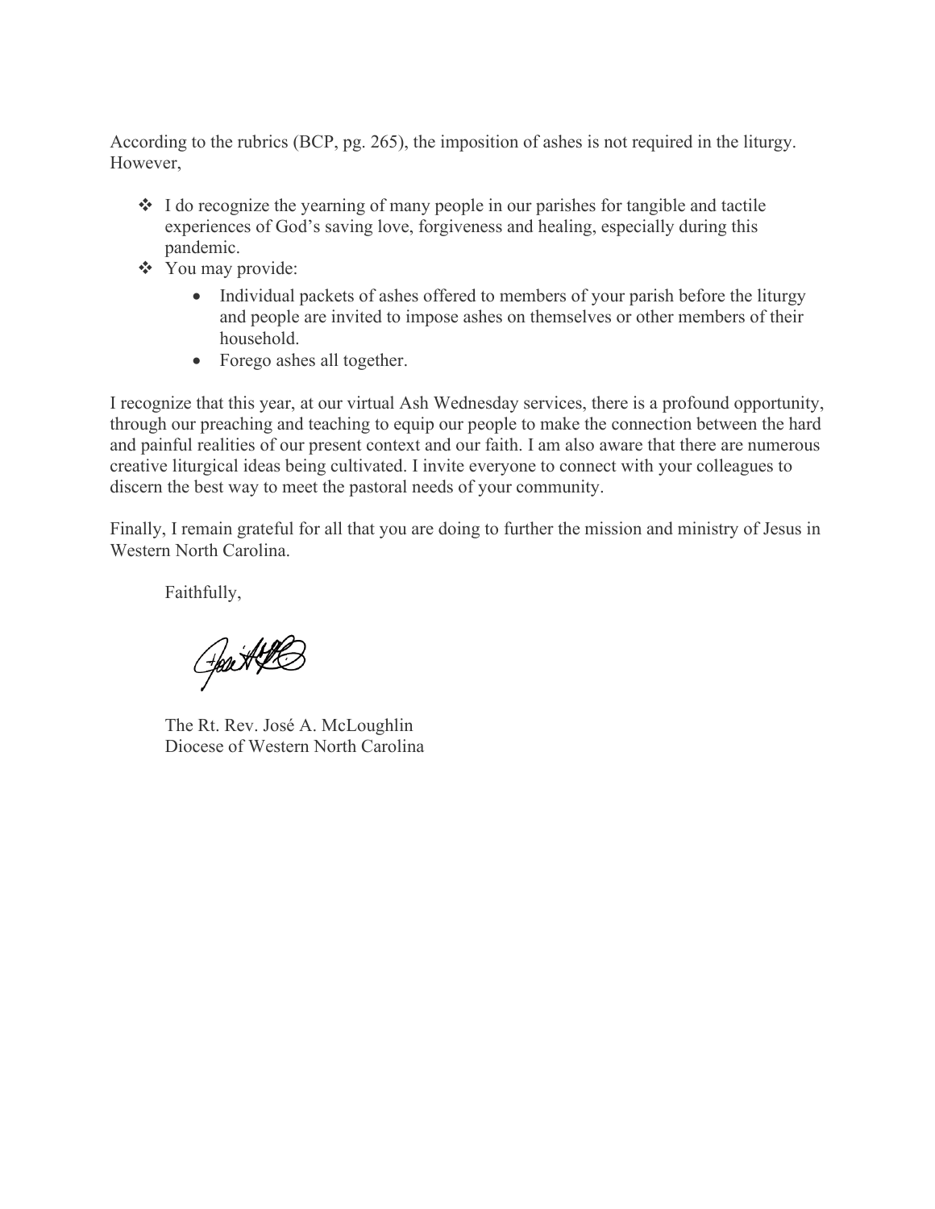According to the rubrics (BCP, pg. 265), the imposition of ashes is not required in the liturgy. However,

- I do recognize the yearning of many people in our parishes for tangible and tactile experiences of God's saving love, forgiveness and healing, especially during this pandemic.
- You may provide:
  - Individual packets of ashes offered to members of your parish before the liturgy and people are invited to impose ashes on themselves or other members of their household.
  - Forego ashes all together.

I recognize that this year, at our virtual Ash Wednesday services, there is a profound opportunity, through our preaching and teaching to equip our people to make the connection between the hard and painful realities of our present context and our faith. I am also aware that there are numerous creative liturgical ideas being cultivated. I invite everyone to connect with your colleagues to discern the best way to meet the pastoral needs of your community.

Finally, I remain grateful for all that you are doing to further the mission and ministry of Jesus in Western North Carolina.

Faithfully,

The Rt. Rev. José A. McLoughlin
Diocese of Western North Carolina